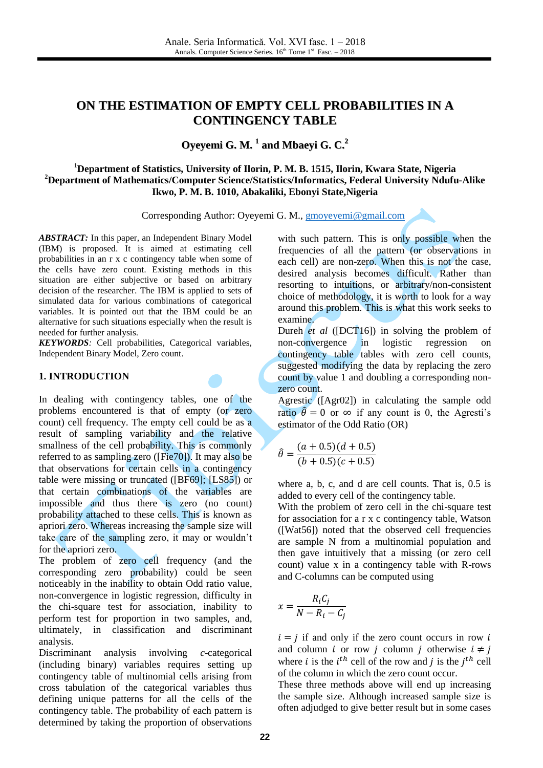# ON THE ESTIMATION OF EMPTY CELL PROBABILITIES IN A CONTINGENCY TABLE

**Oyeyemi G. M. [1] and Mbaeyi G. C.[2]**

**[1]Department of Statistics, University of Ilorin, P. M. B. 1515, Ilorin, Kwara State, Nigeria**
**[2]Department of Mathematics/Computer Science/Statistics/Informatics, Federal University Ndufu-Alike Ikwo, P. M. B. 1010, Abakaliki, Ebonyi State,Nigeria**

Corresponding Author: Oyeyemi G. M., gmoyeyemi@gmail.com

***ABSTRACT:*** In this paper, an Independent Binary Model (IBM) is proposed. It is aimed at estimating cell probabilities in an r x c contingency table when some of the cells have zero count. Existing methods in this situation are either subjective or based on arbitrary decision of the researcher. The IBM is applied to sets of simulated data for various combinations of categorical variables. It is pointed out that the IBM could be an alternative for such situations especially when the result is needed for further analysis.

***KEYWORDS****:* Cell probabilities, Categorical variables, Independent Binary Model, Zero count.

## 1. INTRODUCTION

In dealing with contingency tables, one of the problems encountered is that of empty (or zero count) cell frequency. The empty cell could be as a result of sampling variability and the relative smallness of the cell probability. This is commonly referred to as sampling zero ([Fie70]). It may also be that observations for certain cells in a contingency table were missing or truncated ([BF69]; [LS85]) or that certain combinations of the variables are impossible and thus there is zero (no count) probability attached to these cells. This is known as apriori zero. Whereas increasing the sample size will take care of the sampling zero, it may or wouldn't for the apriori zero.

The problem of zero cell frequency (and the corresponding zero probability) could be seen noticeably in the inability to obtain Odd ratio value, non-convergence in logistic regression, difficulty in the chi-square test for association, inability to perform test for proportion in two samples, and, ultimately, in classification and discriminant analysis.

Discriminant analysis involving *c*-categorical (including binary) variables requires setting up contingency table of multinomial cells arising from cross tabulation of the categorical variables thus defining unique patterns for all the cells of the contingency table. The probability of each pattern is determined by taking the proportion of observations with such pattern. This is only possible when the frequencies of all the pattern (or observations in each cell) are non-zero. When this is not the case, desired analysis becomes difficult. Rather than resorting to intuitions, or arbitrary/non-consistent choice of methodology, it is worth to look for a way around this problem. This is what this work seeks to examine.

Dureh *et al* ([DCT16]) in solving the problem of non-convergence in logistic regression on contingency table tables with zero cell counts, suggested modifying the data by replacing the zero count by value 1 and doubling a corresponding non-zero count.

Agrestic ([Agr02]) in calculating the sample odd ratio $\hat{\theta} = 0$ or $\infty$ if any count is 0, the Agresti's estimator of the Odd Ratio (OR)

$$\hat{\theta} = \frac{(a + 0.5)(d + 0.5)}{(b + 0.5)(c + 0.5)}$$

where a, b, c, and d are cell counts. That is, 0.5 is added to every cell of the contingency table.

With the problem of zero cell in the chi-square test for association for a r x c contingency table, Watson ([Wat56]) noted that the observed cell frequencies are sample N from a multinomial population and then gave intuitively that a missing (or zero cell count) value x in a contingency table with R-rows and C-columns can be computed using

$$x = \frac{R_i C_j}{N - R_i - C_j}$$

$i = j$ if and only if the zero count occurs in row $i$ and column $i$ or row $j$ column $j$ otherwise $i \neq j$ where $i$ is the $i^{th}$ cell of the row and $j$ is the $j^{th}$ cell of the column in which the zero count occur.

These three methods above will end up increasing the sample size. Although increased sample size is often adjudged to give better result but in some cases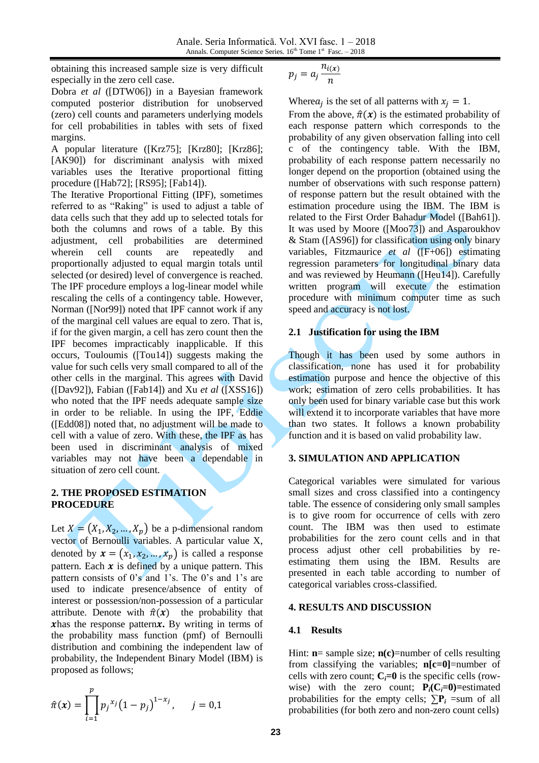obtaining this increased sample size is very difficult especially in the zero cell case.

Dobra *et al* ([DTW06]) in a Bayesian framework computed posterior distribution for unobserved (zero) cell counts and parameters underlying models for cell probabilities in tables with sets of fixed margins.

A popular literature ([Krz75]; [Krz80]; [Krz86]; [AK90]) for discriminant analysis with mixed variables uses the Iterative proportional fitting procedure ([Hab72]; [RS95]; [Fab14]).

The Iterative Proportional Fitting (IPF), sometimes referred to as "Raking" is used to adjust a table of data cells such that they add up to selected totals for both the columns and rows of a table. By this adjustment, cell probabilities are determined wherein cell counts are repeatedly and proportionally adjusted to equal margin totals until selected (or desired) level of convergence is reached. The IPF procedure employs a log-linear model while rescaling the cells of a contingency table. However, Norman ([Nor99]) noted that IPF cannot work if any of the marginal cell values are equal to zero. That is, if for the given margin, a cell has zero count then the IPF becomes impracticably inapplicable. If this occurs, Touloumis ([Tou14]) suggests making the value for such cells very small compared to all of the other cells in the marginal. This agrees with David ([Dav92]), Fabian ([Fab14]) and Xu *et al* ([XSS16]) who noted that the IPF needs adequate sample size in order to be reliable. In using the IPF, Eddie ([Edd08]) noted that, no adjustment will be made to cell with a value of zero. With these, the IPF as has been used in discriminant analysis of mixed variables may not have been a dependable in situation of zero cell count.

## 2. THE PROPOSED ESTIMATION PROCEDURE

Let $X = (X_1, X_2, \ldots, X_p)$ be a p-dimensional random vector of Bernoulli variables. A particular value X, denoted by $\boldsymbol{x} = (x_1, x_2, \ldots, x_p)$ is called a response pattern. Each $\boldsymbol{x}$ is defined by a unique pattern. This pattern consists of 0's and 1's. The 0's and 1's are used to indicate presence/absence of entity of interest or possession/non-possession of a particular attribute. Denote with $\hat{\pi}(\boldsymbol{x})$ the probability that $\boldsymbol{x}$ has the response pattern $\boldsymbol{x}$. By writing in terms of the probability mass function (pmf) of Bernoulli distribution and combining the independent law of probability, the Independent Binary Model (IBM) is proposed as follows;

$$\hat{\pi}(\boldsymbol{x}) = \prod_{i=1}^{p} p_j^{\,x_j}(1-p_j)^{1-x_j}, \qquad j = 0,1$$

$$p_j = a_j \frac{n_{i(x)}}{n}$$

Where $a_j$ is the set of all patterns with $x_j = 1$.

From the above, $\hat{\pi}(\boldsymbol{x})$ is the estimated probability of each response pattern which corresponds to the probability of any given observation falling into cell c of the contingency table. With the IBM, probability of each response pattern necessarily no longer depend on the proportion (obtained using the number of observations with such response pattern) of response pattern but the result obtained with the estimation procedure using the IBM. The IBM is related to the First Order Bahadur Model ([Bah61]). It was used by Moore ([Moo73]) and Asparoukhov & Stam ([AS96]) for classification using only binary variables, Fitzmaurice *et al* ([F+06]) estimating regression parameters for longitudinal binary data and was reviewed by Heumann ([Heu14]). Carefully written program will execute the estimation procedure with minimum computer time as such speed and accuracy is not lost.

### 2.1 Justification for using the IBM

Though it has been used by some authors in classification, none has used it for probability estimation purpose and hence the objective of this work; estimation of zero cells probabilities. It has only been used for binary variable case but this work will extend it to incorporate variables that have more than two states. It follows a known probability function and it is based on valid probability law.

## 3. SIMULATION AND APPLICATION

Categorical variables were simulated for various small sizes and cross classified into a contingency table. The essence of considering only small samples is to give room for occurrence of cells with zero count. The IBM was then used to estimate probabilities for the zero count cells and in that process adjust other cell probabilities by re-estimating them using the IBM. Results are presented in each table according to number of categorical variables cross-classified.

## 4. RESULTS AND DISCUSSION

### 4.1 Results

Hint: **n**= sample size; **n(c)**=number of cells resulting from classifying the variables; **n[c=0]**=number of cells with zero count; $\mathbf{C}_i$**=0** is the specific cells (row-wise) with the zero count; $\mathbf{P}_i(\mathbf{C}_i=0)$=estimated probabilities for the empty cells; $\sum \mathbf{P}_i$ =sum of all probabilities (for both zero and non-zero count cells)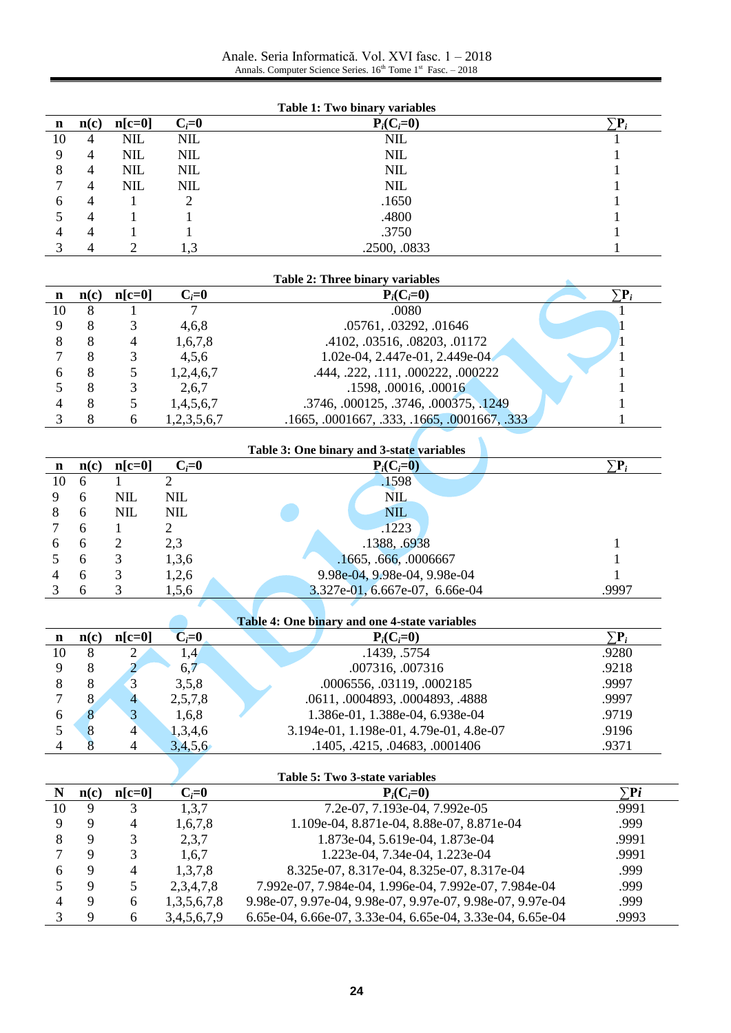**Table 1: Two binary variables**

| n | n(c) | n[c=0] | $C_i$=0 | $P_i(C_i$=0) | ∑$P_i$ |
|---|---|---|---|---|---|
| 10 | 4 | NIL | NIL | NIL | 1 |
| 9 | 4 | NIL | NIL | NIL | 1 |
| 8 | 4 | NIL | NIL | NIL | 1 |
| 7 | 4 | NIL | NIL | NIL | 1 |
| 6 | 4 | 1 | 2 | .1650 | 1 |
| 5 | 4 | 1 | 1 | .4800 | 1 |
| 4 | 4 | 1 | 1 | .3750 | 1 |
| 3 | 4 | 2 | 1,3 | .2500, .0833 | 1 |

**Table 2: Three binary variables**

| n | n(c) | n[c=0] | $C_i$=0 | $P_i(C_i$=0) | ∑$P_i$ |
|---|---|---|---|---|---|
| 10 | 8 | 1 | 7 | .0080 | 1 |
| 9 | 8 | 3 | 4,6,8 | .05761, .03292, .01646 | 1 |
| 8 | 8 | 4 | 1,6,7,8 | .4102, .03516, .08203, .01172 | 1 |
| 7 | 8 | 3 | 4,5,6 | 1.02e-04, 2.447e-01, 2.449e-04 | 1 |
| 6 | 8 | 5 | 1,2,4,6,7 | .444, .222, .111, .000222, .000222 | 1 |
| 5 | 8 | 3 | 2,6,7 | .1598, .00016, .00016 | 1 |
| 4 | 8 | 5 | 1,4,5,6,7 | .3746, .000125, .3746, .000375, .1249 | 1 |
| 3 | 8 | 6 | 1,2,3,5,6,7 | .1665, .0001667, .333, .1665, .0001667, .333 | 1 |

**Table 3: One binary and 3-state variables**

| n | n(c) | n[c=0] | $C_i$=0 | $P_i(C_i$=0) | ∑$P_i$ |
|---|---|---|---|---|---|
| 10 | 6 | 1 | 2 | .1598 | |
| 9 | 6 | NIL | NIL | NIL | |
| 8 | 6 | NIL | NIL | NIL | |
| 7 | 6 | 1 | 2 | .1223 | |
| 6 | 6 | 2 | 2,3 | .1388, .6938 | 1 |
| 5 | 6 | 3 | 1,3,6 | .1665, .666, .0006667 | 1 |
| 4 | 6 | 3 | 1,2,6 | 9.98e-04, 9.98e-04, 9.98e-04 | 1 |
| 3 | 6 | 3 | 1,5,6 | 3.327e-01, 6.667e-07, 6.66e-04 | .9997 |

**Table 4: One binary and one 4-state variables**

| n | n(c) | n[c=0] | $C_i$=0 | $P_i(C_i$=0) | ∑$P_i$ |
|---|---|---|---|---|---|
| 10 | 8 | 2 | 1,4 | .1439, .5754 | .9280 |
| 9 | 8 | 2 | 6,7 | .007316, .007316 | .9218 |
| 8 | 8 | 3 | 3,5,8 | .0006556, .03119, .0002185 | .9997 |
| 7 | 8 | 4 | 2,5,7,8 | .0611, .0004893, .0004893, .4888 | .9997 |
| 6 | 8 | 3 | 1,6,8 | 1.386e-01, 1.388e-04, 6.938e-04 | .9719 |
| 5 | 8 | 4 | 1,3,4,6 | 3.194e-01, 1.198e-01, 4.79e-01, 4.8e-07 | .9196 |
| 4 | 8 | 4 | 3,4,5,6 | .1405, .4215, .04683, .0001406 | .9371 |

**Table 5: Two 3-state variables**

| N | n(c) | n[c=0] | $C_i$=0 | $P_i(C_i$=0) | ∑$P_i$ |
|---|---|---|---|---|---|
| 10 | 9 | 3 | 1,3,7 | 7.2e-07, 7.193e-04, 7.992e-05 | .9991 |
| 9 | 9 | 4 | 1,6,7,8 | 1.109e-04, 8.871e-04, 8.88e-07, 8.871e-04 | .999 |
| 8 | 9 | 3 | 2,3,7 | 1.873e-04, 5.619e-04, 1.873e-04 | .9991 |
| 7 | 9 | 3 | 1,6,7 | 1.223e-04, 7.34e-04, 1.223e-04 | .9991 |
| 6 | 9 | 4 | 1,3,7,8 | 8.325e-07, 8.317e-04, 8.325e-07, 8.317e-04 | .999 |
| 5 | 9 | 5 | 2,3,4,7,8 | 7.992e-07, 7.984e-04, 1.996e-04, 7.992e-07, 7.984e-04 | .999 |
| 4 | 9 | 6 | 1,3,5,6,7,8 | 9.98e-07, 9.97e-04, 9.98e-07, 9.97e-07, 9.98e-07, 9.97e-04 | .999 |
| 3 | 9 | 6 | 3,4,5,6,7,9 | 6.65e-04, 6.66e-07, 3.33e-04, 6.65e-04, 3.33e-04, 6.65e-04 | .9993 |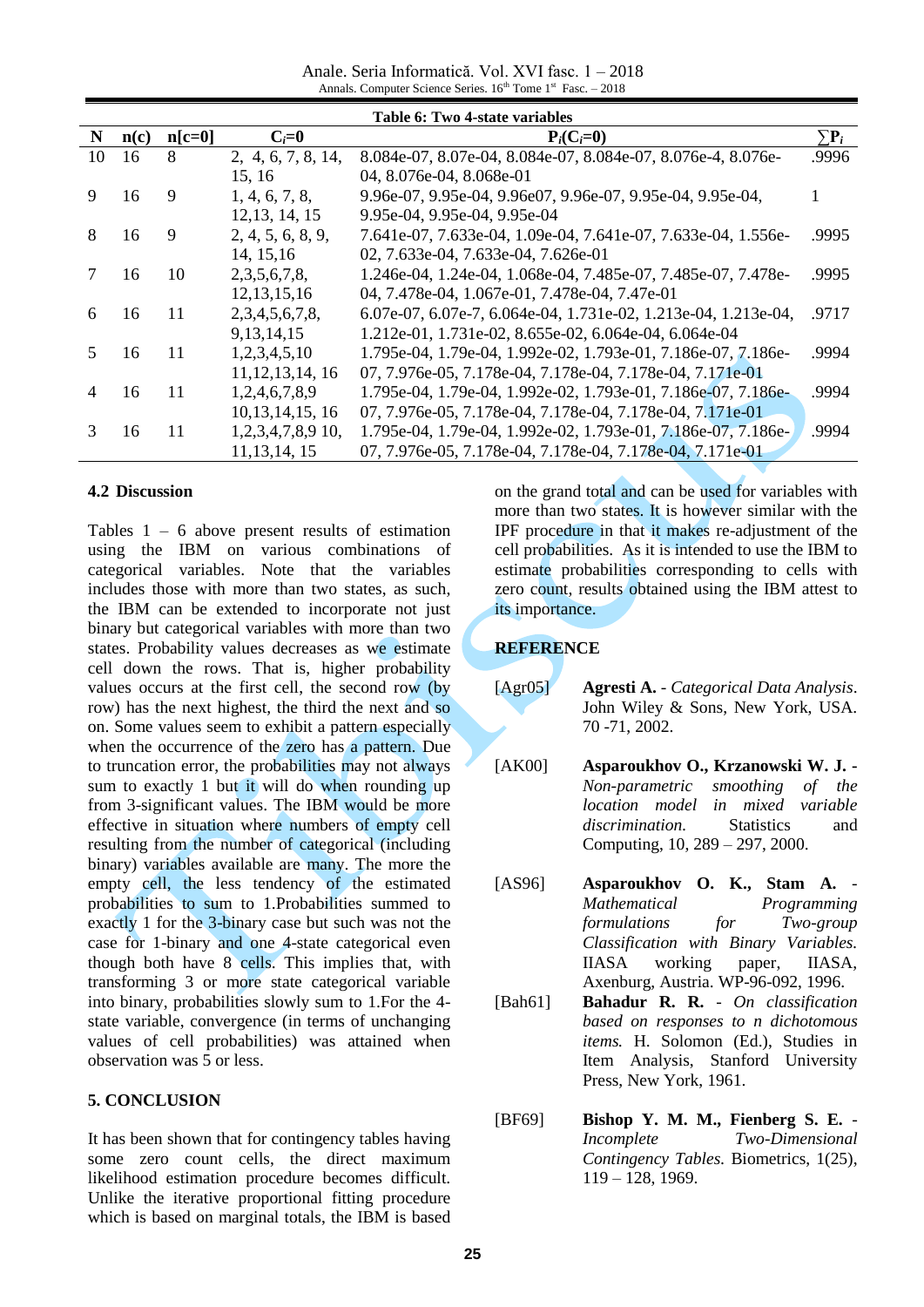**Table 6: Two 4-state variables**

| N | n(c) | n[c=0] | $C_i$=0 | $P_i(C_i$=0) | $\sum P_i$ |
|---|---|---|---|---|---|
| 10 | 16 | 8 | 2, 4, 6, 7, 8, 14, 15, 16 | 8.084e-07, 8.07e-04, 8.084e-07, 8.084e-07, 8.076e-4, 8.076e-04, 8.076e-04, 8.068e-01 | .9996 |
| 9 | 16 | 9 | 1, 4, 6, 7, 8, 12,13, 14, 15 | 9.96e-07, 9.95e-04, 9.96e07, 9.96e-07, 9.95e-04, 9.95e-04, 9.95e-04, 9.95e-04, 9.95e-04 | 1 |
| 8 | 16 | 9 | 2, 4, 5, 6, 8, 9, 14, 15,16 | 7.641e-07, 7.633e-04, 1.09e-04, 7.641e-07, 7.633e-04, 1.556e-02, 7.633e-04, 7.633e-04, 7.626e-01 | .9995 |
| 7 | 16 | 10 | 2,3,5,6,7,8, 12,13,15,16 | 1.246e-04, 1.24e-04, 1.068e-04, 7.485e-07, 7.485e-07, 7.478e-04, 7.478e-04, 1.067e-01, 7.478e-04, 7.47e-01 | .9995 |
| 6 | 16 | 11 | 2,3,4,5,6,7,8, 9,13,14,15 | 6.07e-07, 6.07e-7, 6.064e-04, 1.731e-02, 1.213e-04, 1.213e-04, 1.212e-01, 1.731e-02, 8.655e-02, 6.064e-04, 6.064e-04 | .9717 |
| 5 | 16 | 11 | 1,2,3,4,5,10 11,12,13,14, 16 | 1.795e-04, 1.79e-04, 1.992e-02, 1.793e-01, 7.186e-07, 7.186e-07, 7.976e-05, 7.178e-04, 7.178e-04, 7.178e-04, 7.171e-01 | .9994 |
| 4 | 16 | 11 | 1,2,4,6,7,8,9 10,13,14,15, 16 | 1.795e-04, 1.79e-04, 1.992e-02, 1.793e-01, 7.186e-07, 7.186e-07, 7.976e-05, 7.178e-04, 7.178e-04, 7.178e-04, 7.171e-01 | .9994 |
| 3 | 16 | 11 | 1,2,3,4,7,8,9 10, 11,13,14, 15 | 1.795e-04, 1.79e-04, 1.992e-02, 1.793e-01, 7.186e-07, 7.186e-07, 7.976e-05, 7.178e-04, 7.178e-04, 7.178e-04, 7.171e-01 | .9994 |

### 4.2 Discussion

Tables 1 – 6 above present results of estimation using the IBM on various combinations of categorical variables. Note that the variables includes those with more than two states, as such, the IBM can be extended to incorporate not just binary but categorical variables with more than two states. Probability values decreases as we estimate cell down the rows. That is, higher probability values occurs at the first cell, the second row (by row) has the next highest, the third the next and so on. Some values seem to exhibit a pattern especially when the occurrence of the zero has a pattern. Due to truncation error, the probabilities may not always sum to exactly 1 but it will do when rounding up from 3-significant values. The IBM would be more effective in situation where numbers of empty cell resulting from the number of categorical (including binary) variables available are many. The more the empty cell, the less tendency of the estimated probabilities to sum to 1.Probabilities summed to exactly 1 for the 3-binary case but such was not the case for 1-binary and one 4-state categorical even though both have 8 cells. This implies that, with transforming 3 or more state categorical variable into binary, probabilities slowly sum to 1.For the 4-state variable, convergence (in terms of unchanging values of cell probabilities) was attained when observation was 5 or less.

## 5. CONCLUSION

It has been shown that for contingency tables having some zero count cells, the direct maximum likelihood estimation procedure becomes difficult. Unlike the iterative proportional fitting procedure which is based on marginal totals, the IBM is based on the grand total and can be used for variables with more than two states. It is however similar with the IPF procedure in that it makes re-adjustment of the cell probabilities. As it is intended to use the IBM to estimate probabilities corresponding to cells with zero count, results obtained using the IBM attest to its importance.

## REFERENCE

[Agr05] **Agresti A.** - *Categorical Data Analysis*. John Wiley & Sons, New York, USA. 70 -71, 2002.

[AK00] **Asparoukhov O., Krzanowski W. J.** - *Non-parametric smoothing of the location model in mixed variable discrimination.* Statistics and Computing, 10, 289 – 297, 2000.

[AS96] **Asparoukhov O. K., Stam A.** - *Mathematical Programming formulations for Two-group Classification with Binary Variables.* IIASA working paper, IIASA, Axenburg, Austria. WP-96-092, 1996.

[Bah61] **Bahadur R. R.** - *On classification based on responses to n dichotomous items.* H. Solomon (Ed.), Studies in Item Analysis, Stanford University Press, New York, 1961.

[BF69] **Bishop Y. M. M., Fienberg S. E.** - *Incomplete Two-Dimensional Contingency Tables.* Biometrics, 1(25), 119 – 128, 1969.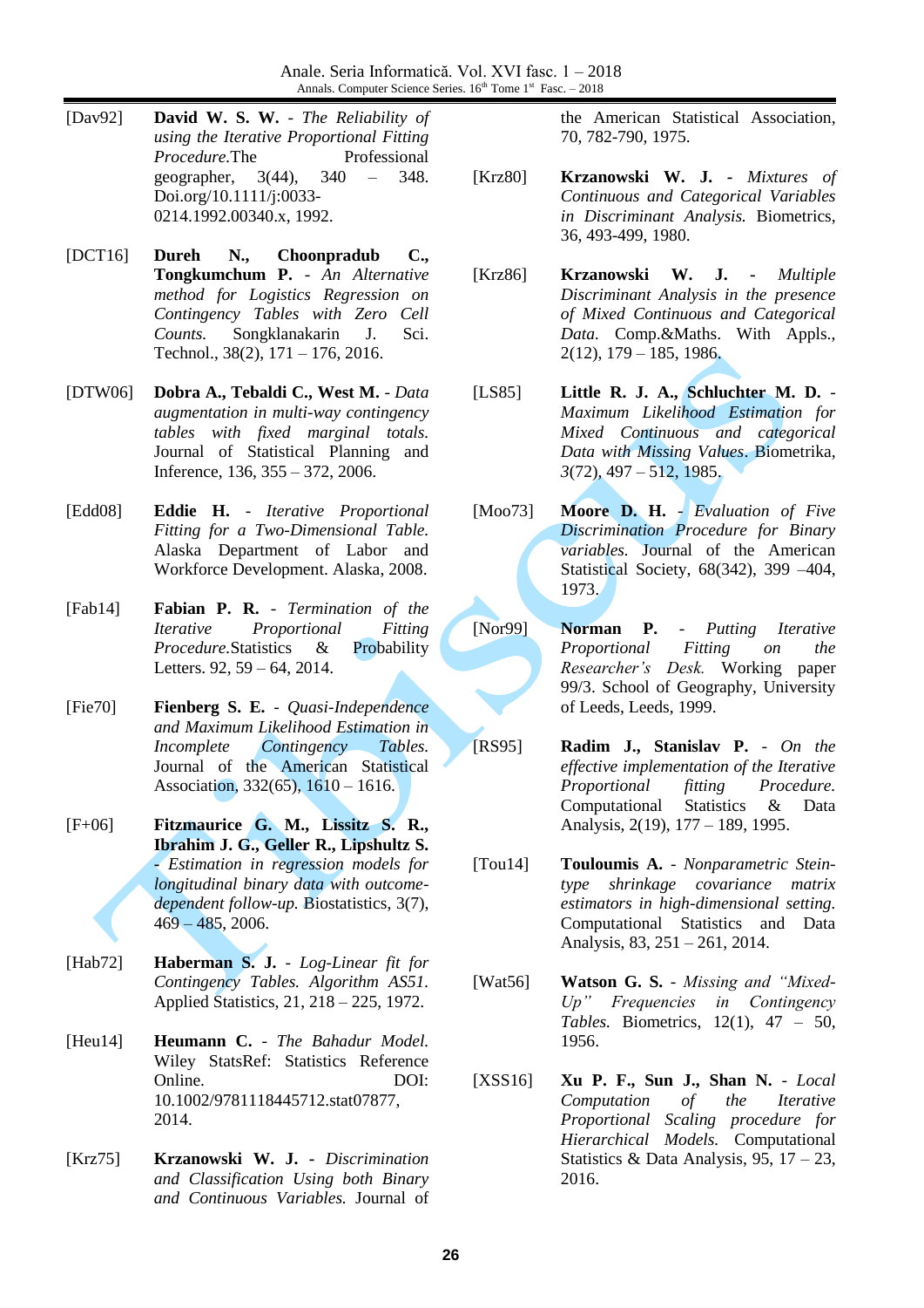[Dav92] **David W. S. W.** - *The Reliability of using the Iterative Proportional Fitting Procedure.*The Professional geographer, 3(44), 340 – 348. Doi.org/10.1111/j:0033-0214.1992.00340.x, 1992.

[DCT16] **Dureh N., Choonpradub C., Tongkumchum P.** - *An Alternative method for Logistics Regression on Contingency Tables with Zero Cell Counts.* Songklanakarin J. Sci. Technol., 38(2), 171 – 176, 2016.

[DTW06] **Dobra A., Tebaldi C., West M.** - *Data augmentation in multi-way contingency tables with fixed marginal totals.* Journal of Statistical Planning and Inference, 136, 355 – 372, 2006.

[Edd08] **Eddie H.** - *Iterative Proportional Fitting for a Two-Dimensional Table.* Alaska Department of Labor and Workforce Development. Alaska, 2008.

[Fab14] **Fabian P. R.** - *Termination of the Iterative Proportional Fitting Procedure.*Statistics & Probability Letters. 92, 59 – 64, 2014.

[Fie70] **Fienberg S. E.** - *Quasi-Independence and Maximum Likelihood Estimation in Incomplete Contingency Tables.* Journal of the American Statistical Association, 332(65), 1610 – 1616.

[F+06] **Fitzmaurice G. M., Lissitz S. R., Ibrahim J. G., Geller R., Lipshultz S.** - *Estimation in regression models for longitudinal binary data with outcome-dependent follow-up.* Biostatistics, 3(7), 469 – 485, 2006.

[Hab72] **Haberman S. J.** - *Log-Linear fit for Contingency Tables. Algorithm AS51.* Applied Statistics, 21, 218 – 225, 1972.

[Heu14] **Heumann C.** - *The Bahadur Model.* Wiley StatsRef: Statistics Reference Online. DOI: 10.1002/9781118445712.stat07877, 2014.

[Krz75] **Krzanowski W. J.** - *Discrimination and Classification Using both Binary and Continuous Variables.* Journal of the American Statistical Association, 70, 782-790, 1975.

[Krz80] **Krzanowski W. J.** - *Mixtures of Continuous and Categorical Variables in Discriminant Analysis.* Biometrics, 36, 493-499, 1980.

[Krz86] **Krzanowski W. J.** - *Multiple Discriminant Analysis in the presence of Mixed Continuous and Categorical Data.* Comp.&Maths. With Appls., 2(12), 179 – 185, 1986.

[LS85] **Little R. J. A., Schluchter M. D.** - *Maximum Likelihood Estimation for Mixed Continuous and categorical Data with Missing Values.* Biometrika, *3*(72), 497 – 512, 1985.

[Moo73] **Moore D. H.** - *Evaluation of Five Discrimination Procedure for Binary variables.* Journal of the American Statistical Society, 68(342), 399 –404, 1973.

[Nor99] **Norman P.** - *Putting Iterative Proportional Fitting on the Researcher's Desk.* Working paper 99/3. School of Geography, University of Leeds, Leeds, 1999.

[RS95] **Radim J., Stanislav P.** - *On the effective implementation of the Iterative Proportional fitting Procedure.* Computational Statistics & Data Analysis, 2(19), 177 – 189, 1995.

[Tou14] **Touloumis A.** - *Nonparametric Stein-type shrinkage covariance matrix estimators in high-dimensional setting.* Computational Statistics and Data Analysis, 83, 251 – 261, 2014.

[Wat56] **Watson G. S.** - *Missing and "Mixed-Up" Frequencies in Contingency Tables.* Biometrics, 12(1), 47 – 50, 1956.

[XSS16] **Xu P. F., Sun J., Shan N.** - *Local Computation of the Iterative Proportional Scaling procedure for Hierarchical Models.* Computational Statistics & Data Analysis, 95, 17 – 23, 2016.